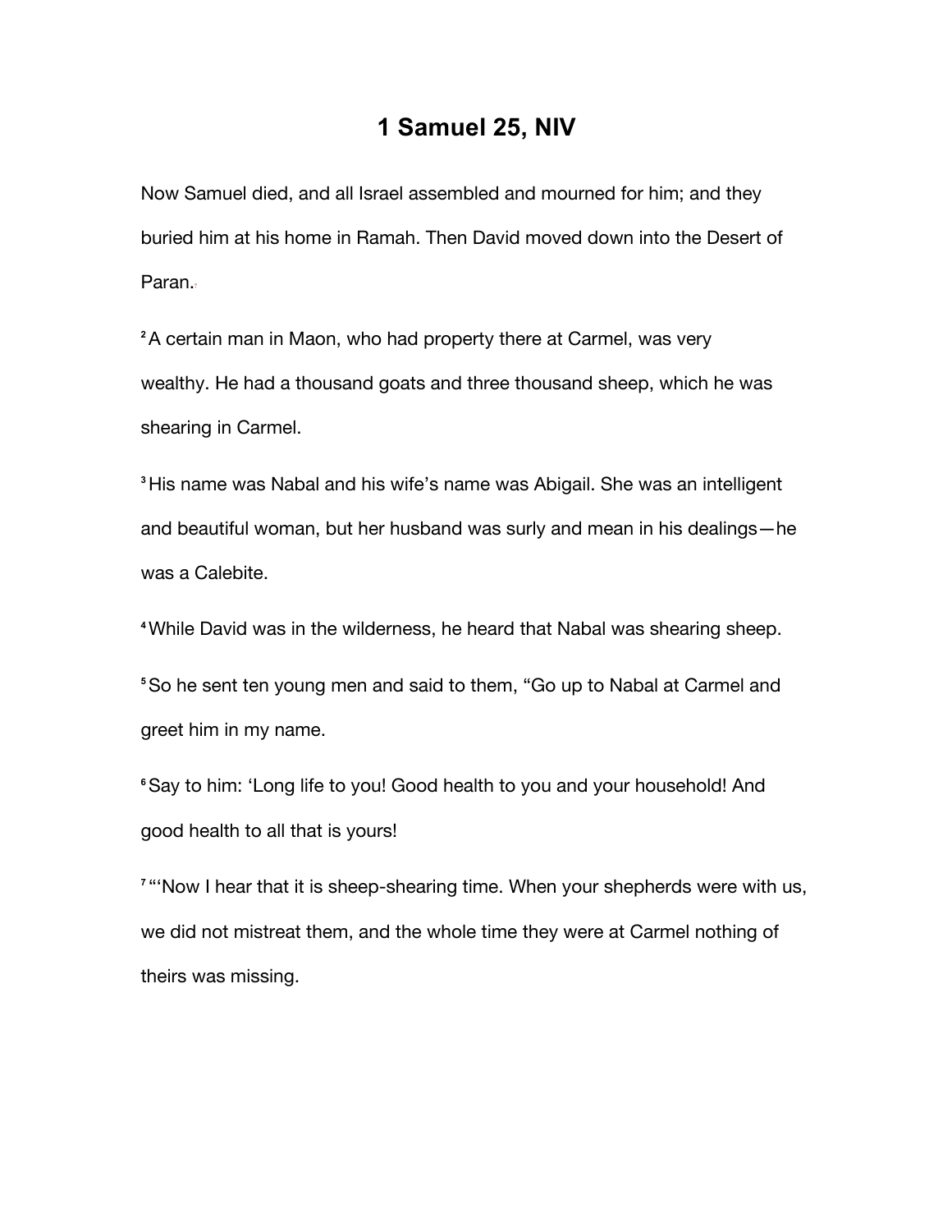# 1 Samuel 25, NIV

Now Samuel died, and all Israel assembled and mourned for him; and they buried him at his home in Ramah. Then David moved down into the Desert of Paran.

[2] A certain man in Maon, who had property there at Carmel, was very wealthy. He had a thousand goats and three thousand sheep, which he was shearing in Carmel.

[3] His name was Nabal and his wife's name was Abigail. She was an intelligent and beautiful woman, but her husband was surly and mean in his dealings—he was a Calebite.

[4] While David was in the wilderness, he heard that Nabal was shearing sheep.

[5] So he sent ten young men and said to them, "Go up to Nabal at Carmel and greet him in my name.

[6] Say to him: 'Long life to you! Good health to you and your household! And good health to all that is yours!

[7] "'Now I hear that it is sheep-shearing time. When your shepherds were with us, we did not mistreat them, and the whole time they were at Carmel nothing of theirs was missing.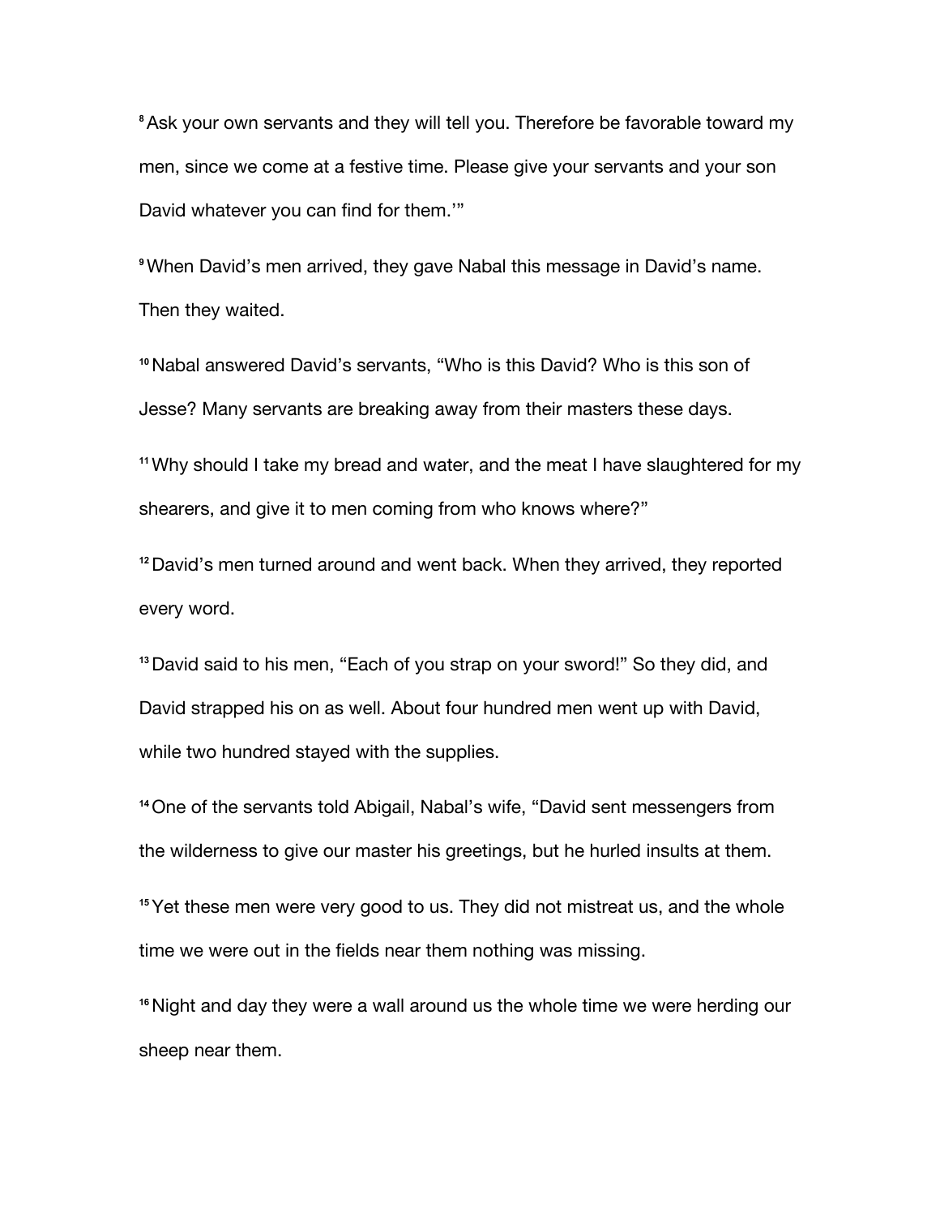[8] Ask your own servants and they will tell you. Therefore be favorable toward my men, since we come at a festive time. Please give your servants and your son David whatever you can find for them.'"

[9] When David's men arrived, they gave Nabal this message in David's name. Then they waited.

[10] Nabal answered David's servants, "Who is this David? Who is this son of Jesse? Many servants are breaking away from their masters these days.

[11] Why should I take my bread and water, and the meat I have slaughtered for my shearers, and give it to men coming from who knows where?"

[12] David's men turned around and went back. When they arrived, they reported every word.

[13] David said to his men, "Each of you strap on your sword!" So they did, and David strapped his on as well. About four hundred men went up with David, while two hundred stayed with the supplies.

[14] One of the servants told Abigail, Nabal's wife, "David sent messengers from the wilderness to give our master his greetings, but he hurled insults at them.

[15] Yet these men were very good to us. They did not mistreat us, and the whole time we were out in the fields near them nothing was missing.

[16] Night and day they were a wall around us the whole time we were herding our sheep near them.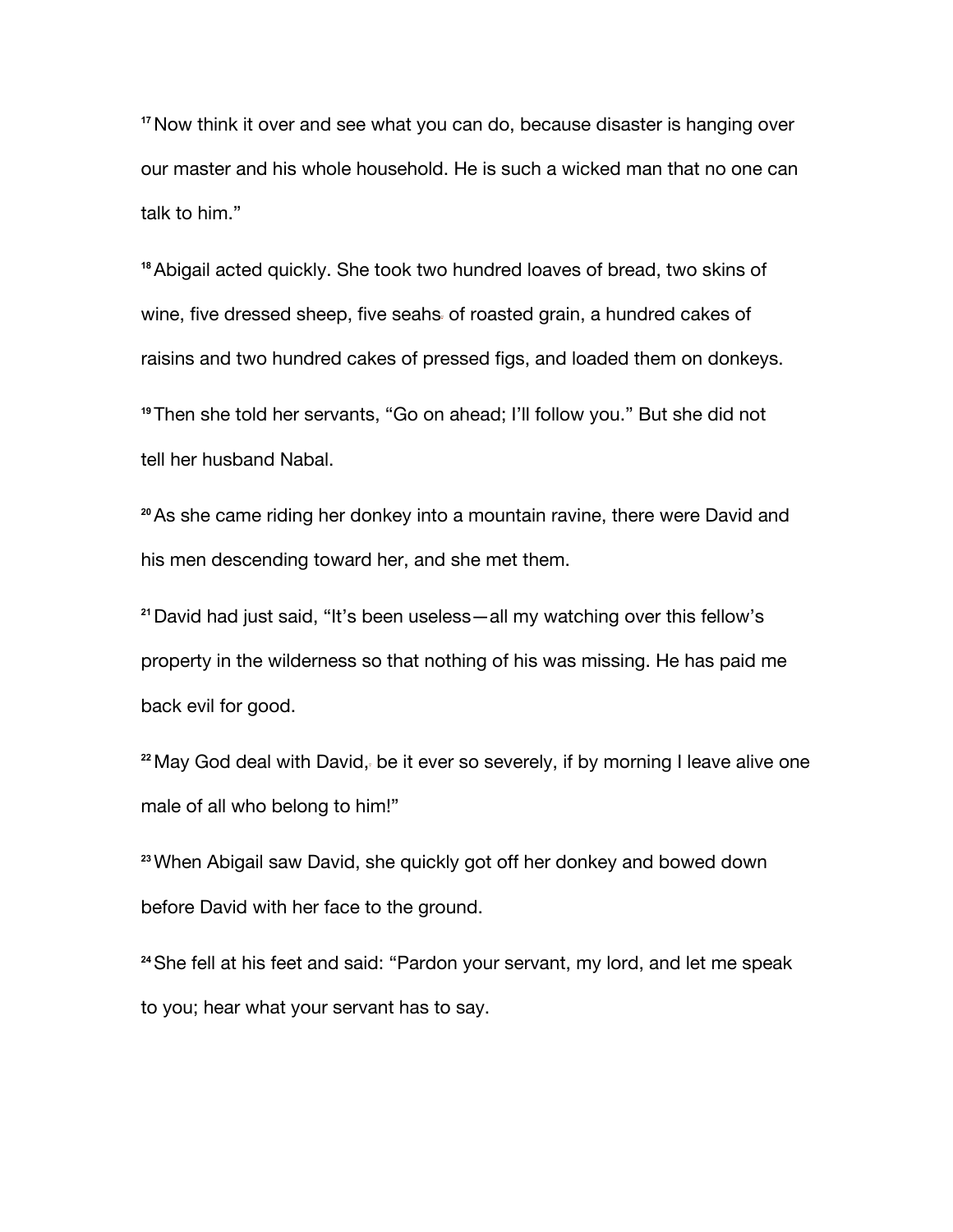[17] Now think it over and see what you can do, because disaster is hanging over our master and his whole household. He is such a wicked man that no one can talk to him."

[18] Abigail acted quickly. She took two hundred loaves of bread, two skins of wine, five dressed sheep, five seahs of roasted grain, a hundred cakes of raisins and two hundred cakes of pressed figs, and loaded them on donkeys.

[19] Then she told her servants, "Go on ahead; I'll follow you." But she did not tell her husband Nabal.

[20] As she came riding her donkey into a mountain ravine, there were David and his men descending toward her, and she met them.

[21] David had just said, "It's been useless—all my watching over this fellow's property in the wilderness so that nothing of his was missing. He has paid me back evil for good.

[22] May God deal with David, be it ever so severely, if by morning I leave alive one male of all who belong to him!"

[23] When Abigail saw David, she quickly got off her donkey and bowed down before David with her face to the ground.

[24] She fell at his feet and said: "Pardon your servant, my lord, and let me speak to you; hear what your servant has to say.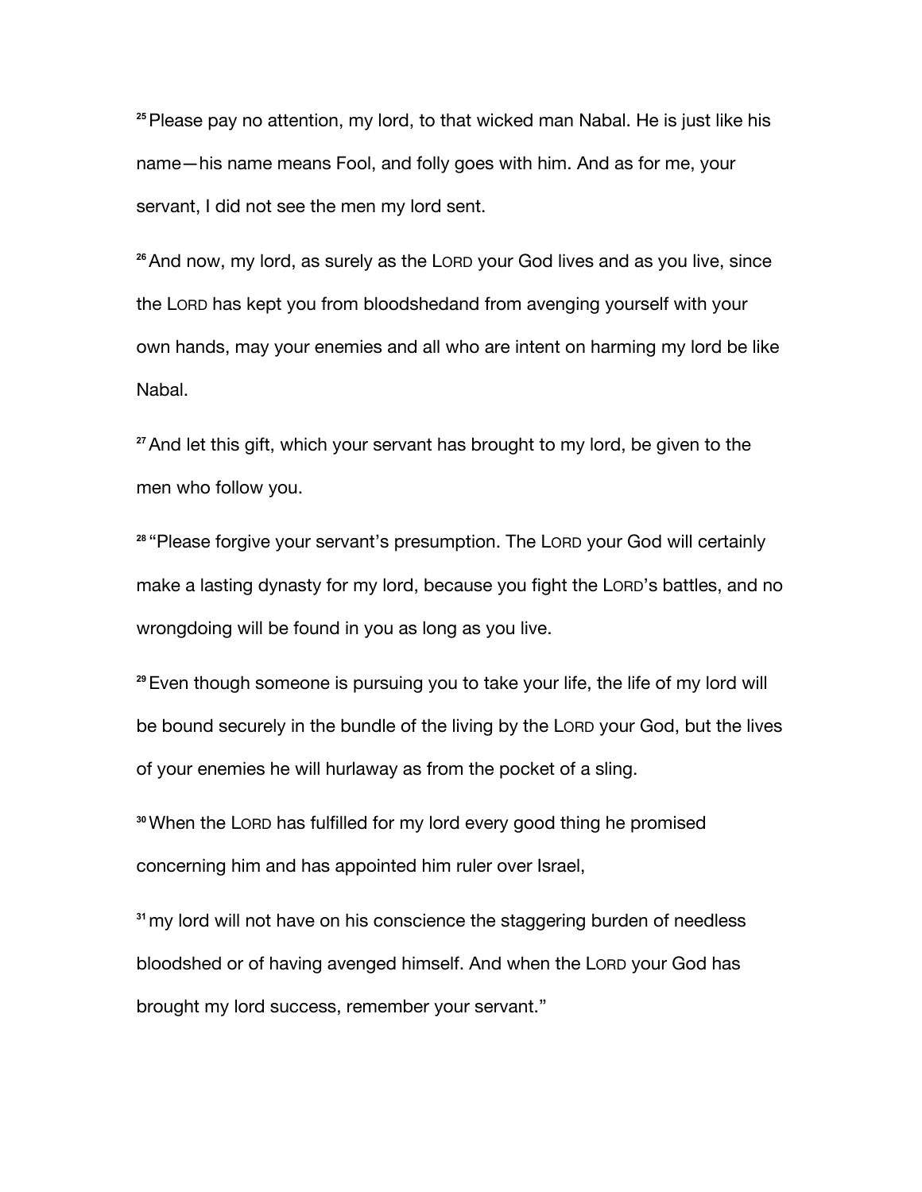[25] Please pay no attention, my lord, to that wicked man Nabal. He is just like his name—his name means Fool, and folly goes with him. And as for me, your servant, I did not see the men my lord sent.

[26] And now, my lord, as surely as the LORD your God lives and as you live, since the LORD has kept you from bloodshedand from avenging yourself with your own hands, may your enemies and all who are intent on harming my lord be like Nabal.

[27] And let this gift, which your servant has brought to my lord, be given to the men who follow you.

[28] "Please forgive your servant's presumption. The LORD your God will certainly make a lasting dynasty for my lord, because you fight the LORD's battles, and no wrongdoing will be found in you as long as you live.

[29] Even though someone is pursuing you to take your life, the life of my lord will be bound securely in the bundle of the living by the LORD your God, but the lives of your enemies he will hurlaway as from the pocket of a sling.

[30] When the LORD has fulfilled for my lord every good thing he promised concerning him and has appointed him ruler over Israel,

[31] my lord will not have on his conscience the staggering burden of needless bloodshed or of having avenged himself. And when the LORD your God has brought my lord success, remember your servant."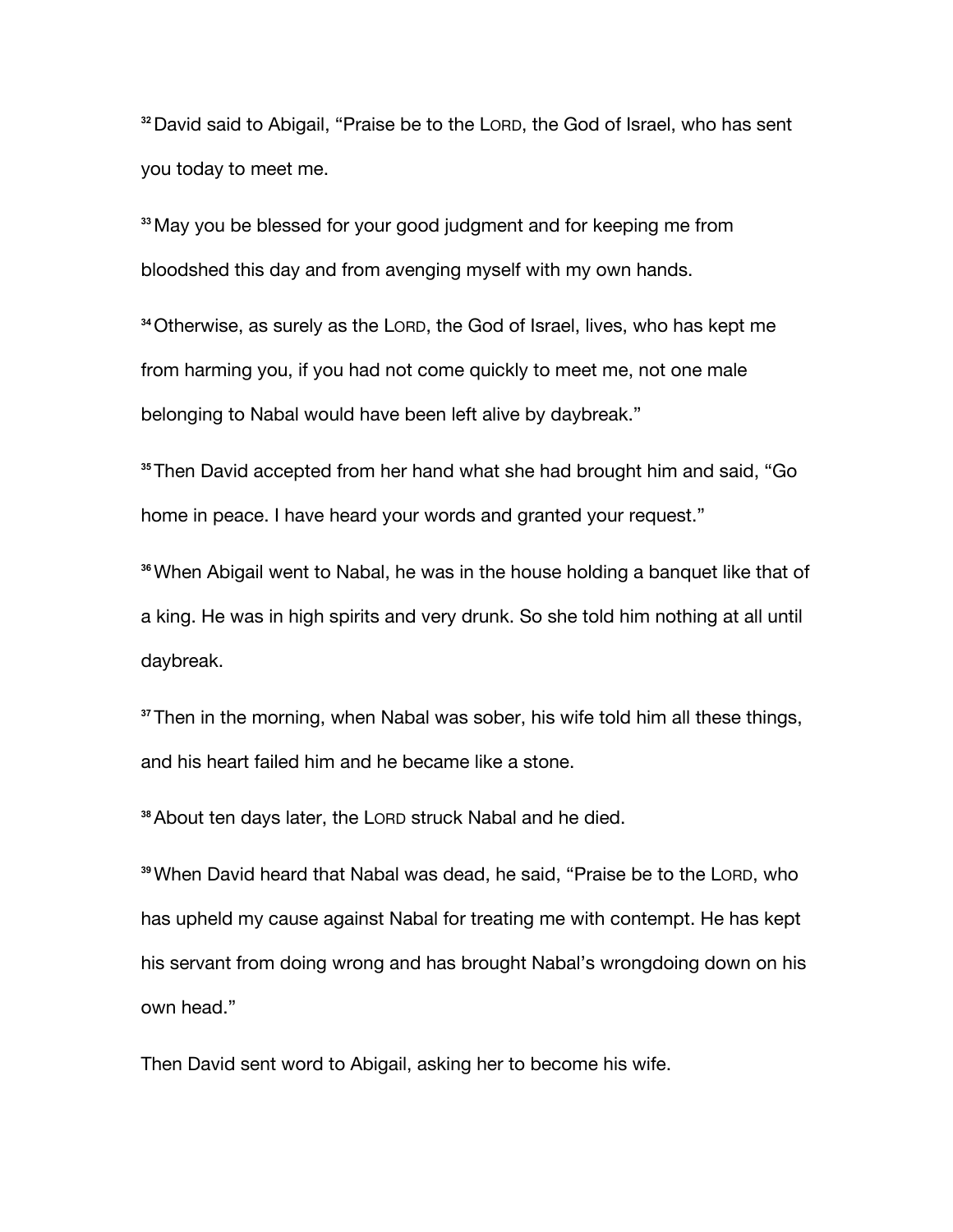[32] David said to Abigail, "Praise be to the LORD, the God of Israel, who has sent you today to meet me.

[33] May you be blessed for your good judgment and for keeping me from bloodshed this day and from avenging myself with my own hands.

[34] Otherwise, as surely as the LORD, the God of Israel, lives, who has kept me from harming you, if you had not come quickly to meet me, not one male belonging to Nabal would have been left alive by daybreak."

[35] Then David accepted from her hand what she had brought him and said, "Go home in peace. I have heard your words and granted your request."

[36] When Abigail went to Nabal, he was in the house holding a banquet like that of a king. He was in high spirits and very drunk. So she told him nothing at all until daybreak.

[37] Then in the morning, when Nabal was sober, his wife told him all these things, and his heart failed him and he became like a stone.

[38] About ten days later, the LORD struck Nabal and he died.

[39] When David heard that Nabal was dead, he said, "Praise be to the LORD, who has upheld my cause against Nabal for treating me with contempt. He has kept his servant from doing wrong and has brought Nabal's wrongdoing down on his own head."

Then David sent word to Abigail, asking her to become his wife.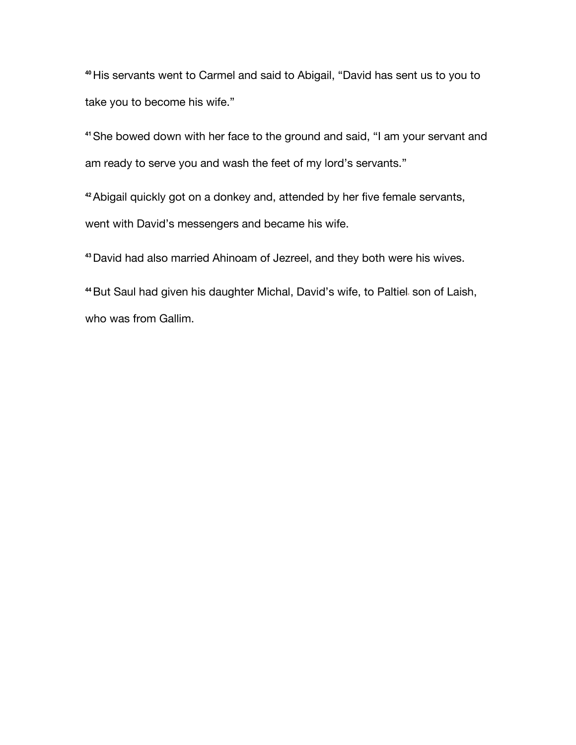[40] His servants went to Carmel and said to Abigail, “David has sent us to you to take you to become his wife.”

[41] She bowed down with her face to the ground and said, “I am your servant and am ready to serve you and wash the feet of my lord’s servants.”

[42] Abigail quickly got on a donkey and, attended by her five female servants, went with David’s messengers and became his wife.

[43] David had also married Ahinoam of Jezreel, and they both were his wives.

[44] But Saul had given his daughter Michal, David’s wife, to Paltiel son of Laish, who was from Gallim.